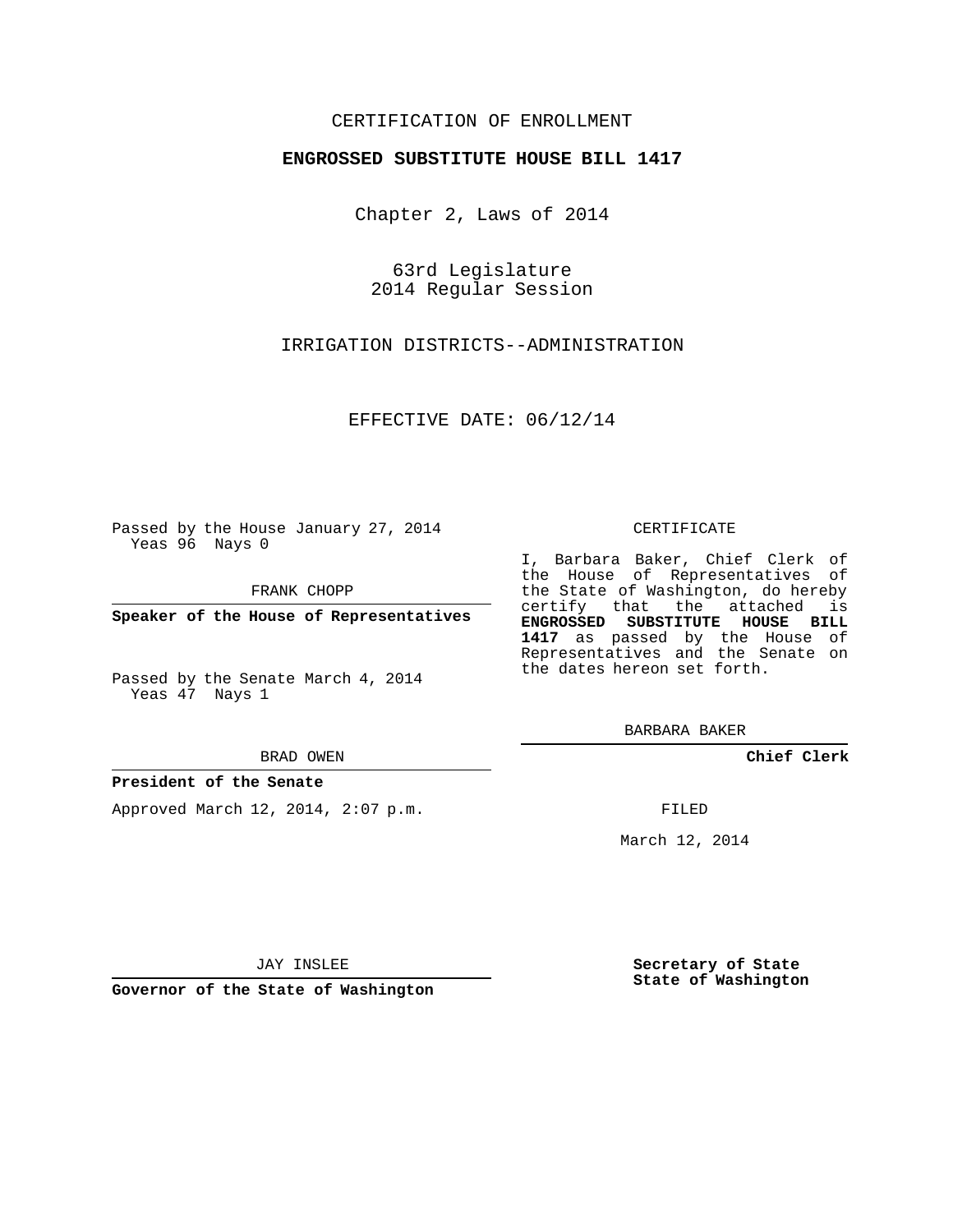CERTIFICATION OF ENROLLMENT

**ENGROSSED SUBSTITUTE HOUSE BILL 1417**

Chapter 2, Laws of 2014

63rd Legislature
2014 Regular Session

IRRIGATION DISTRICTS--ADMINISTRATION

EFFECTIVE DATE: 06/12/14

Passed by the House January 27, 2014
Yeas 96 Nays 0

FRANK CHOPP

**Speaker of the House of Representatives**

Passed by the Senate March 4, 2014
Yeas 47 Nays 1

BRAD OWEN

**President of the Senate**

Approved March 12, 2014, 2:07 p.m.

JAY INSLEE

**Governor of the State of Washington**

CERTIFICATE

I, Barbara Baker, Chief Clerk of the House of Representatives of the State of Washington, do hereby certify that the attached is **ENGROSSED SUBSTITUTE HOUSE BILL 1417** as passed by the House of Representatives and the Senate on the dates hereon set forth.

BARBARA BAKER

**Chief Clerk**

FILED

March 12, 2014

**Secretary of State**
**State of Washington**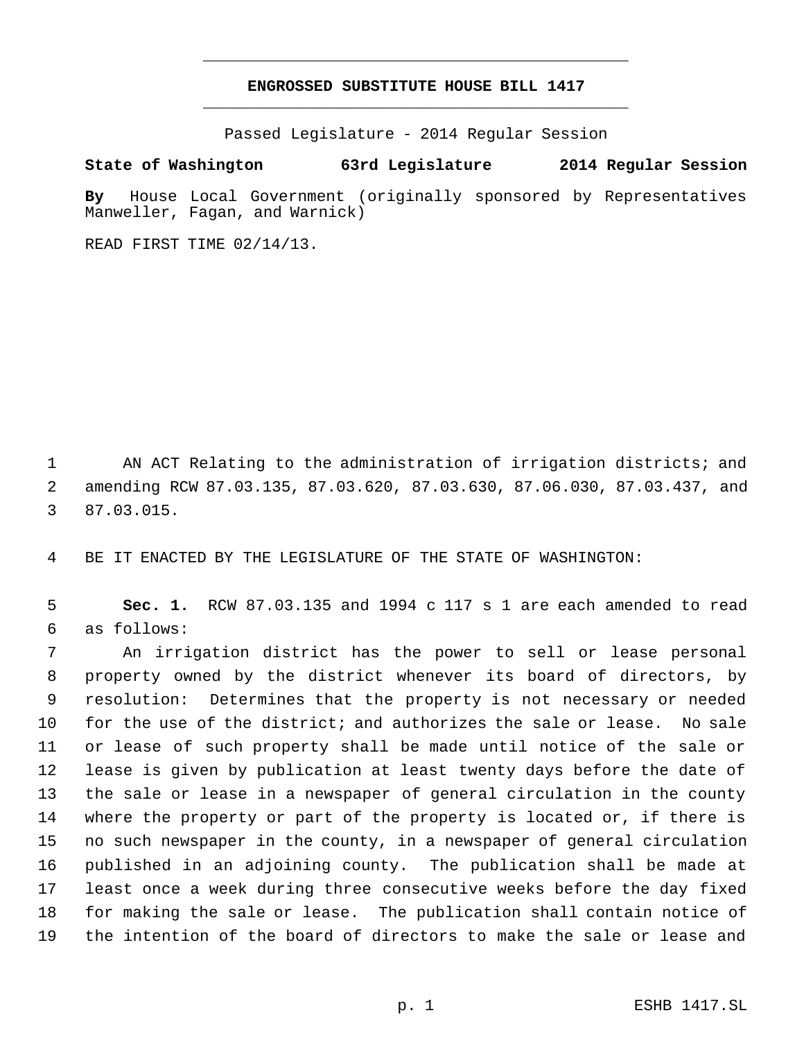**ENGROSSED SUBSTITUTE HOUSE BILL 1417**

Passed Legislature - 2014 Regular Session

**State of Washington 63rd Legislature 2014 Regular Session**

**By** House Local Government (originally sponsored by Representatives Manweller, Fagan, and Warnick)

READ FIRST TIME 02/14/13.

AN ACT Relating to the administration of irrigation districts; and amending RCW 87.03.135, 87.03.620, 87.03.630, 87.06.030, 87.03.437, and 87.03.015.

BE IT ENACTED BY THE LEGISLATURE OF THE STATE OF WASHINGTON:

**Sec. 1.** RCW 87.03.135 and 1994 c 117 s 1 are each amended to read as follows:

An irrigation district has the power to sell or lease personal property owned by the district whenever its board of directors, by resolution: Determines that the property is not necessary or needed for the use of the district; and authorizes the sale or lease. No sale or lease of such property shall be made until notice of the sale or lease is given by publication at least twenty days before the date of the sale or lease in a newspaper of general circulation in the county where the property or part of the property is located or, if there is no such newspaper in the county, in a newspaper of general circulation published in an adjoining county. The publication shall be made at least once a week during three consecutive weeks before the day fixed for making the sale or lease. The publication shall contain notice of the intention of the board of directors to make the sale or lease and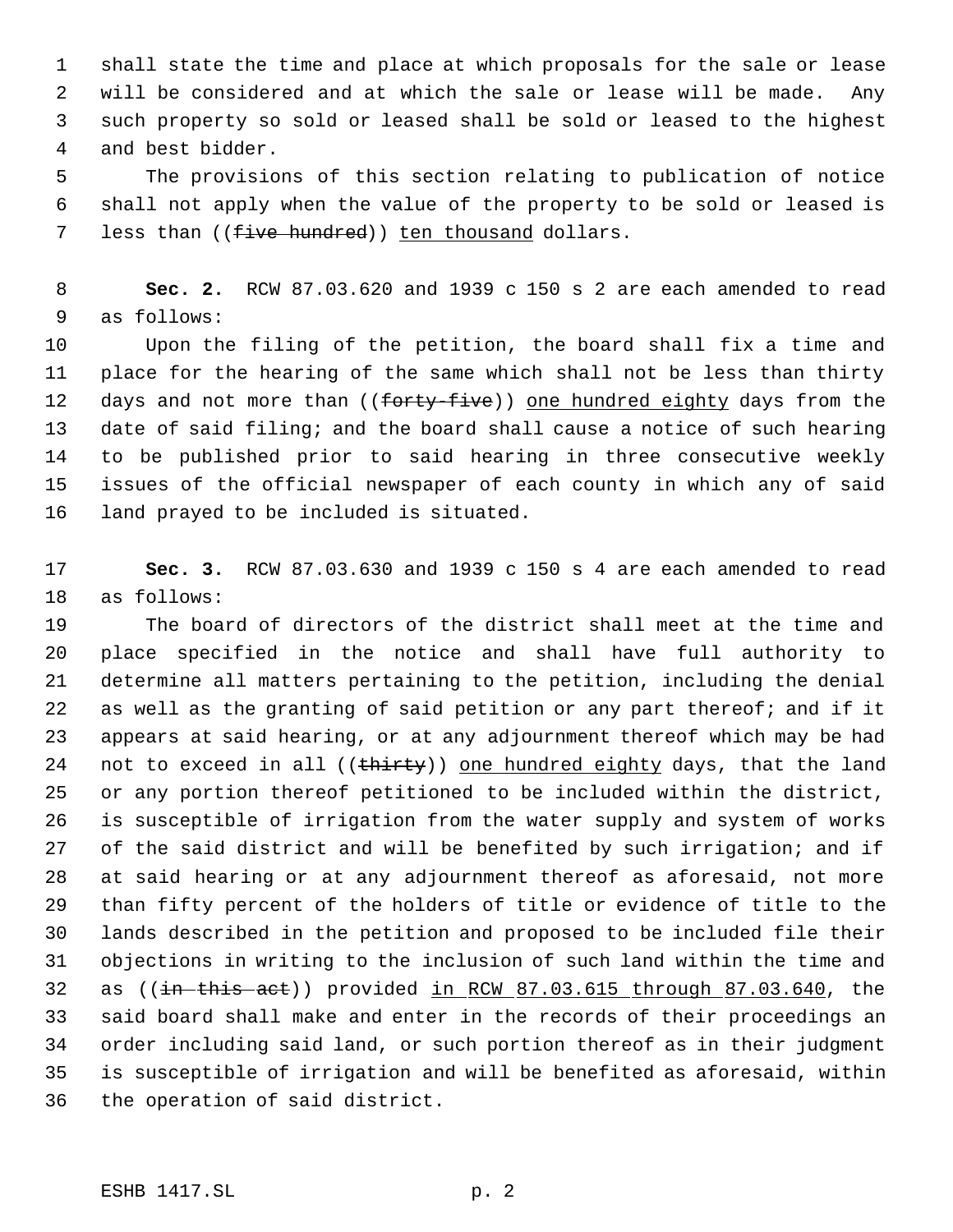shall state the time and place at which proposals for the sale or lease will be considered and at which the sale or lease will be made. Any such property so sold or leased shall be sold or leased to the highest and best bidder.

The provisions of this section relating to publication of notice shall not apply when the value of the property to be sold or leased is less than ((~~five hundred~~)) <u>ten thousand</u> dollars.

**Sec. 2.** RCW 87.03.620 and 1939 c 150 s 2 are each amended to read as follows:

Upon the filing of the petition, the board shall fix a time and place for the hearing of the same which shall not be less than thirty days and not more than ((~~forty-five~~)) <u>one hundred eighty</u> days from the date of said filing; and the board shall cause a notice of such hearing to be published prior to said hearing in three consecutive weekly issues of the official newspaper of each county in which any of said land prayed to be included is situated.

**Sec. 3.** RCW 87.03.630 and 1939 c 150 s 4 are each amended to read as follows:

The board of directors of the district shall meet at the time and place specified in the notice and shall have full authority to determine all matters pertaining to the petition, including the denial as well as the granting of said petition or any part thereof; and if it appears at said hearing, or at any adjournment thereof which may be had not to exceed in all ((~~thirty~~)) <u>one hundred eighty</u> days, that the land or any portion thereof petitioned to be included within the district, is susceptible of irrigation from the water supply and system of works of the said district and will be benefited by such irrigation; and if at said hearing or at any adjournment thereof as aforesaid, not more than fifty percent of the holders of title or evidence of title to the lands described in the petition and proposed to be included file their objections in writing to the inclusion of such land within the time and as ((~~in this act~~)) provided <u>in RCW 87.03.615 through 87.03.640</u>, the said board shall make and enter in the records of their proceedings an order including said land, or such portion thereof as in their judgment is susceptible of irrigation and will be benefited as aforesaid, within the operation of said district.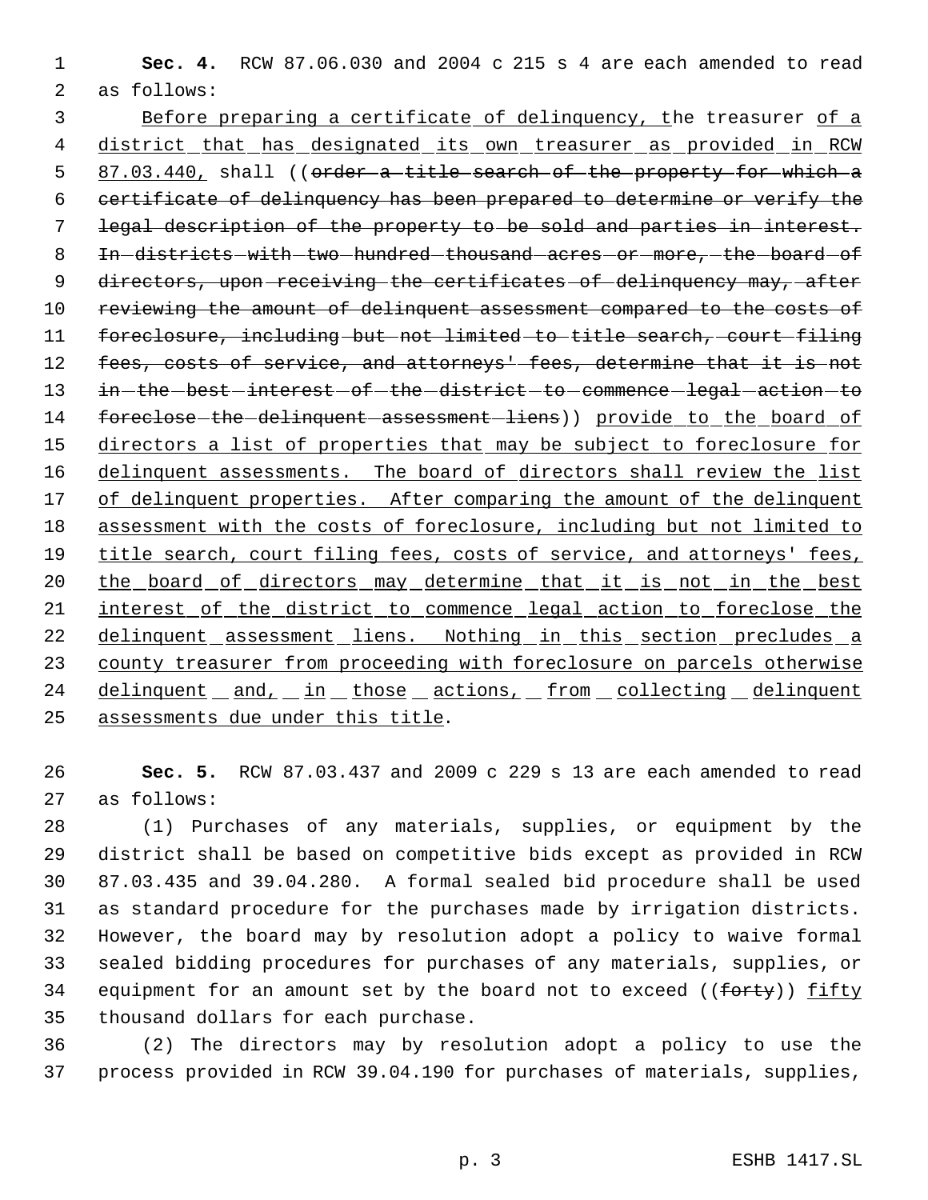**Sec. 4.** RCW 87.06.030 and 2004 c 215 s 4 are each amended to read as follows:

<u>Before preparing a certificate of delinquency, t</u>he treasurer <u>of a district that has designated its own treasurer as provided in RCW 87.03.440,</u> shall ((~~order a title search of the property for which a certificate of delinquency has been prepared to determine or verify the legal description of the property to be sold and parties in interest. In districts with two hundred thousand acres or more, the board of directors, upon receiving the certificates of delinquency may, after reviewing the amount of delinquent assessment compared to the costs of foreclosure, including but not limited to title search, court filing fees, costs of service, and attorneys' fees, determine that it is not in the best interest of the district to commence legal action to foreclose the delinquent assessment liens~~)) <u>provide to the board of directors a list of properties that may be subject to foreclosure for delinquent assessments. The board of directors shall review the list of delinquent properties. After comparing the amount of the delinquent assessment with the costs of foreclosure, including but not limited to title search, court filing fees, costs of service, and attorneys' fees, the board of directors may determine that it is not in the best interest of the district to commence legal action to foreclose the delinquent assessment liens. Nothing in this section precludes a county treasurer from proceeding with foreclosure on parcels otherwise delinquent and, in those actions, from collecting delinquent assessments due under this title</u>.

**Sec. 5.** RCW 87.03.437 and 2009 c 229 s 13 are each amended to read as follows:

(1) Purchases of any materials, supplies, or equipment by the district shall be based on competitive bids except as provided in RCW 87.03.435 and 39.04.280. A formal sealed bid procedure shall be used as standard procedure for the purchases made by irrigation districts. However, the board may by resolution adopt a policy to waive formal sealed bidding procedures for purchases of any materials, supplies, or equipment for an amount set by the board not to exceed ((~~forty~~)) <u>fifty</u> thousand dollars for each purchase.

(2) The directors may by resolution adopt a policy to use the process provided in RCW 39.04.190 for purchases of materials, supplies,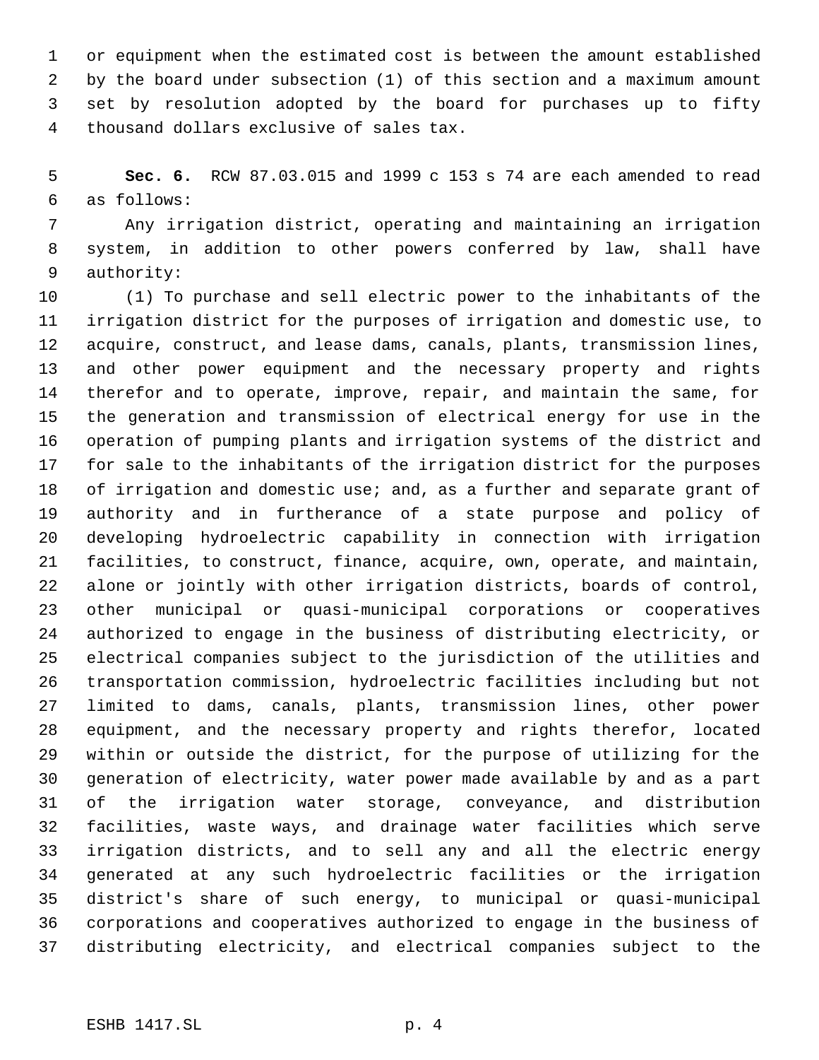or equipment when the estimated cost is between the amount established by the board under subsection (1) of this section and a maximum amount set by resolution adopted by the board for purchases up to fifty thousand dollars exclusive of sales tax.

**Sec. 6.** RCW 87.03.015 and 1999 c 153 s 74 are each amended to read as follows:

Any irrigation district, operating and maintaining an irrigation system, in addition to other powers conferred by law, shall have authority:

(1) To purchase and sell electric power to the inhabitants of the irrigation district for the purposes of irrigation and domestic use, to acquire, construct, and lease dams, canals, plants, transmission lines, and other power equipment and the necessary property and rights therefor and to operate, improve, repair, and maintain the same, for the generation and transmission of electrical energy for use in the operation of pumping plants and irrigation systems of the district and for sale to the inhabitants of the irrigation district for the purposes of irrigation and domestic use; and, as a further and separate grant of authority and in furtherance of a state purpose and policy of developing hydroelectric capability in connection with irrigation facilities, to construct, finance, acquire, own, operate, and maintain, alone or jointly with other irrigation districts, boards of control, other municipal or quasi-municipal corporations or cooperatives authorized to engage in the business of distributing electricity, or electrical companies subject to the jurisdiction of the utilities and transportation commission, hydroelectric facilities including but not limited to dams, canals, plants, transmission lines, other power equipment, and the necessary property and rights therefor, located within or outside the district, for the purpose of utilizing for the generation of electricity, water power made available by and as a part of the irrigation water storage, conveyance, and distribution facilities, waste ways, and drainage water facilities which serve irrigation districts, and to sell any and all the electric energy generated at any such hydroelectric facilities or the irrigation district's share of such energy, to municipal or quasi-municipal corporations and cooperatives authorized to engage in the business of distributing electricity, and electrical companies subject to the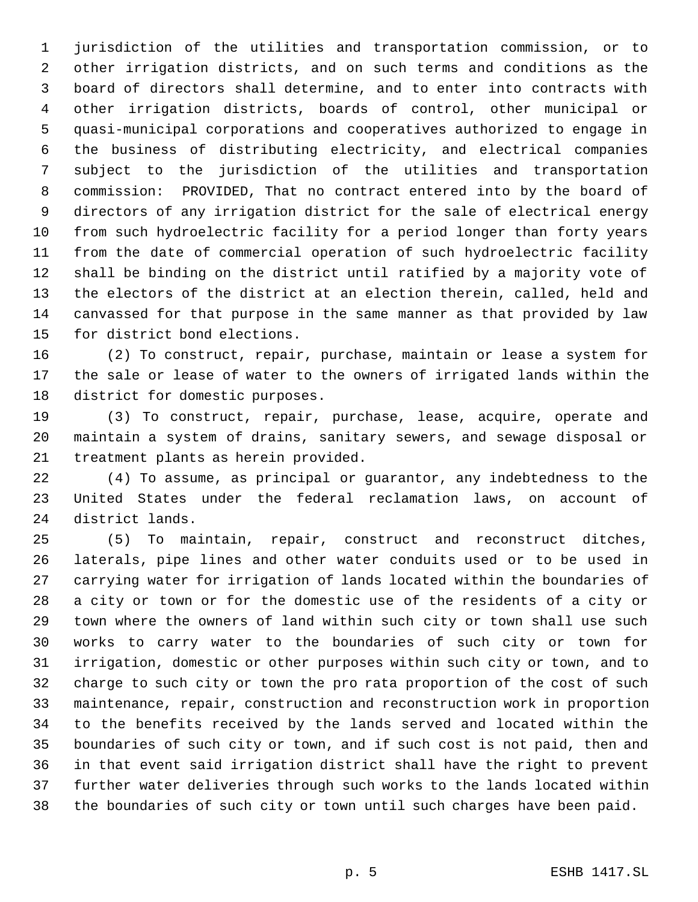jurisdiction of the utilities and transportation commission, or to other irrigation districts, and on such terms and conditions as the board of directors shall determine, and to enter into contracts with other irrigation districts, boards of control, other municipal or quasi-municipal corporations and cooperatives authorized to engage in the business of distributing electricity, and electrical companies subject to the jurisdiction of the utilities and transportation commission: PROVIDED, That no contract entered into by the board of directors of any irrigation district for the sale of electrical energy from such hydroelectric facility for a period longer than forty years from the date of commercial operation of such hydroelectric facility shall be binding on the district until ratified by a majority vote of the electors of the district at an election therein, called, held and canvassed for that purpose in the same manner as that provided by law for district bond elections.

(2) To construct, repair, purchase, maintain or lease a system for the sale or lease of water to the owners of irrigated lands within the district for domestic purposes.

(3) To construct, repair, purchase, lease, acquire, operate and maintain a system of drains, sanitary sewers, and sewage disposal or treatment plants as herein provided.

(4) To assume, as principal or guarantor, any indebtedness to the United States under the federal reclamation laws, on account of district lands.

(5) To maintain, repair, construct and reconstruct ditches, laterals, pipe lines and other water conduits used or to be used in carrying water for irrigation of lands located within the boundaries of a city or town or for the domestic use of the residents of a city or town where the owners of land within such city or town shall use such works to carry water to the boundaries of such city or town for irrigation, domestic or other purposes within such city or town, and to charge to such city or town the pro rata proportion of the cost of such maintenance, repair, construction and reconstruction work in proportion to the benefits received by the lands served and located within the boundaries of such city or town, and if such cost is not paid, then and in that event said irrigation district shall have the right to prevent further water deliveries through such works to the lands located within the boundaries of such city or town until such charges have been paid.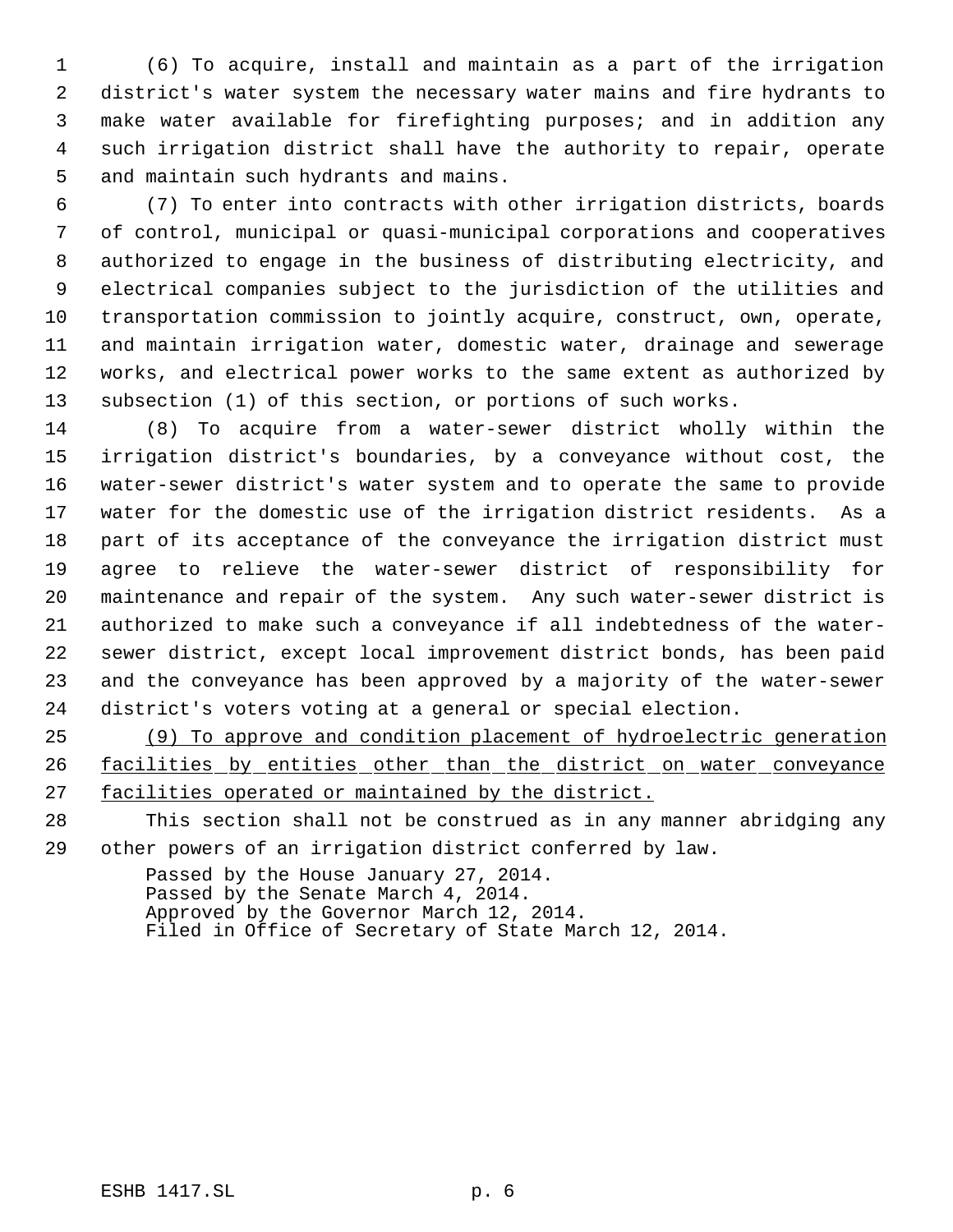(6) To acquire, install and maintain as a part of the irrigation district's water system the necessary water mains and fire hydrants to make water available for firefighting purposes; and in addition any such irrigation district shall have the authority to repair, operate and maintain such hydrants and mains.

(7) To enter into contracts with other irrigation districts, boards of control, municipal or quasi-municipal corporations and cooperatives authorized to engage in the business of distributing electricity, and electrical companies subject to the jurisdiction of the utilities and transportation commission to jointly acquire, construct, own, operate, and maintain irrigation water, domestic water, drainage and sewerage works, and electrical power works to the same extent as authorized by subsection (1) of this section, or portions of such works.

(8) To acquire from a water-sewer district wholly within the irrigation district's boundaries, by a conveyance without cost, the water-sewer district's water system and to operate the same to provide water for the domestic use of the irrigation district residents. As a part of its acceptance of the conveyance the irrigation district must agree to relieve the water-sewer district of responsibility for maintenance and repair of the system. Any such water-sewer district is authorized to make such a conveyance if all indebtedness of the water-sewer district, except local improvement district bonds, has been paid and the conveyance has been approved by a majority of the water-sewer district's voters voting at a general or special election.

<u>(9) To approve and condition placement of hydroelectric generation facilities by entities other than the district on water conveyance facilities operated or maintained by the district.</u>

This section shall not be construed as in any manner abridging any other powers of an irrigation district conferred by law.

Passed by the House January 27, 2014.
Passed by the Senate March 4, 2014.
Approved by the Governor March 12, 2014.
Filed in Office of Secretary of State March 12, 2014.